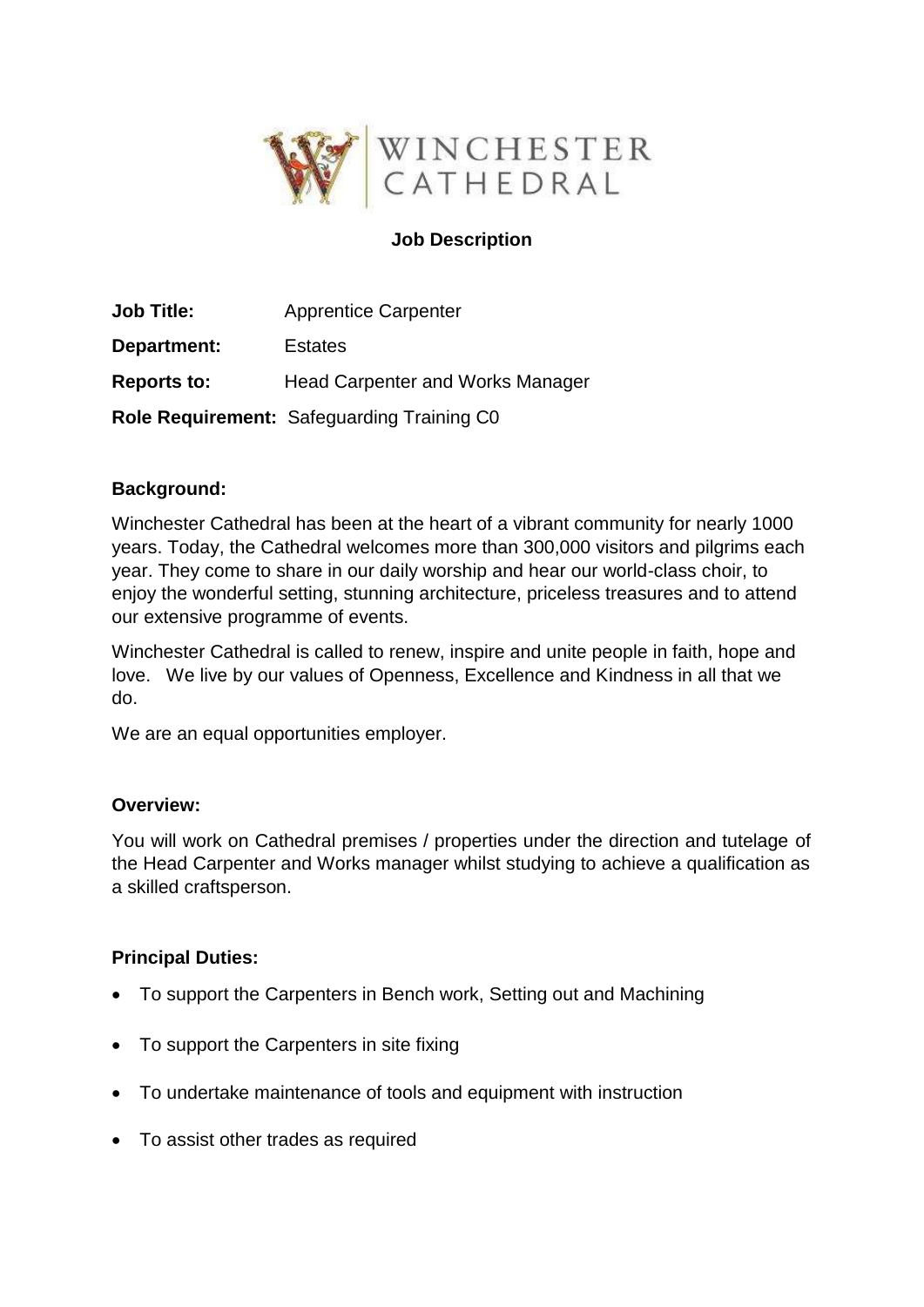WINCHESTER CATHEDRAL

# Job Description

**Job Title:** Apprentice Carpenter

**Department:** Estates

**Reports to:** Head Carpenter and Works Manager

**Role Requirement:** Safeguarding Training C0

**Background:**

Winchester Cathedral has been at the heart of a vibrant community for nearly 1000 years. Today, the Cathedral welcomes more than 300,000 visitors and pilgrims each year. They come to share in our daily worship and hear our world-class choir, to enjoy the wonderful setting, stunning architecture, priceless treasures and to attend our extensive programme of events.

Winchester Cathedral is called to renew, inspire and unite people in faith, hope and love. We live by our values of Openness, Excellence and Kindness in all that we do.

We are an equal opportunities employer.

**Overview:**

You will work on Cathedral premises / properties under the direction and tutelage of the Head Carpenter and Works manager whilst studying to achieve a qualification as a skilled craftsperson.

**Principal Duties:**

- To support the Carpenters in Bench work, Setting out and Machining
- To support the Carpenters in site fixing
- To undertake maintenance of tools and equipment with instruction
- To assist other trades as required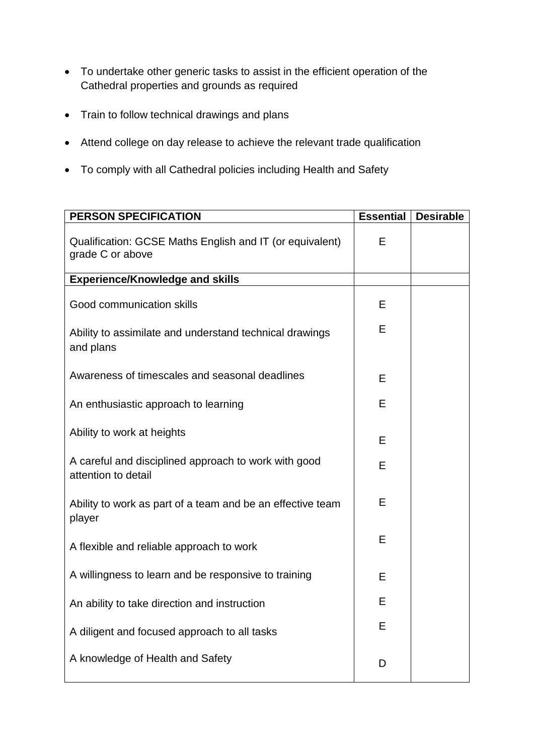- To undertake other generic tasks to assist in the efficient operation of the Cathedral properties and grounds as required
- Train to follow technical drawings and plans
- Attend college on day release to achieve the relevant trade qualification
- To comply with all Cathedral policies including Health and Safety

| **PERSON SPECIFICATION** | **Essential** | **Desirable** |
|---|---|---|
| Qualification: GCSE Maths English and IT (or equivalent) grade C or above | E | |
| **Experience/Knowledge and skills** | | |
| Good communication skills | E | |
| Ability to assimilate and understand technical drawings and plans | E | |
| Awareness of timescales and seasonal deadlines | E | |
| An enthusiastic approach to learning | E | |
| Ability to work at heights | E | |
| A careful and disciplined approach to work with good attention to detail | E | |
| Ability to work as part of a team and be an effective team player | E | |
| A flexible and reliable approach to work | E | |
| A willingness to learn and be responsive to training | E | |
| An ability to take direction and instruction | E | |
| A diligent and focused approach to all tasks | E | |
| A knowledge of Health and Safety | D | |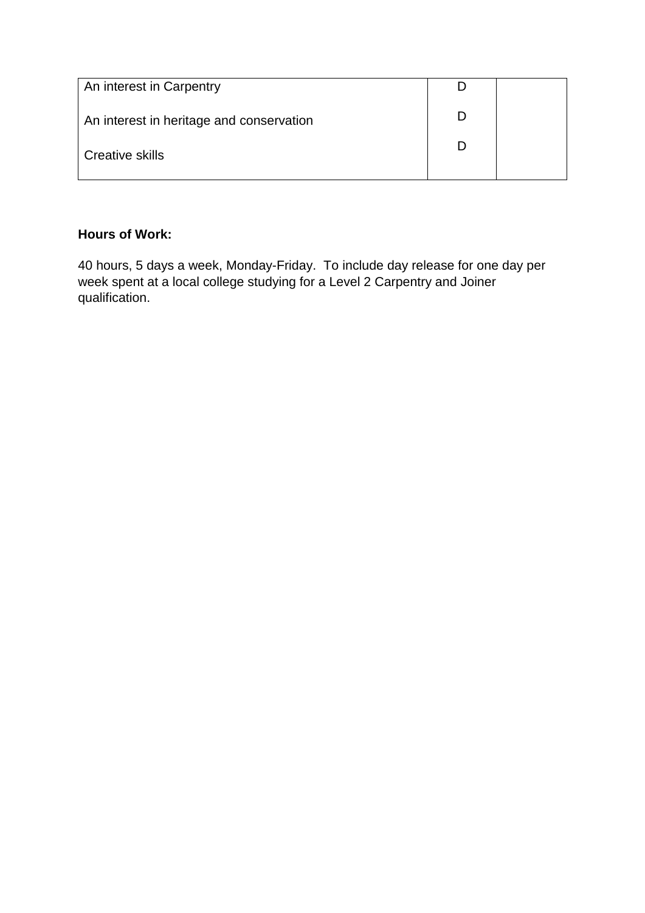| | | |
|---|---|---|
| An interest in Carpentry | D | |
| An interest in heritage and conservation | D | |
| Creative skills | D | |

**Hours of Work:**

40 hours, 5 days a week, Monday-Friday. To include day release for one day per week spent at a local college studying for a Level 2 Carpentry and Joiner qualification.